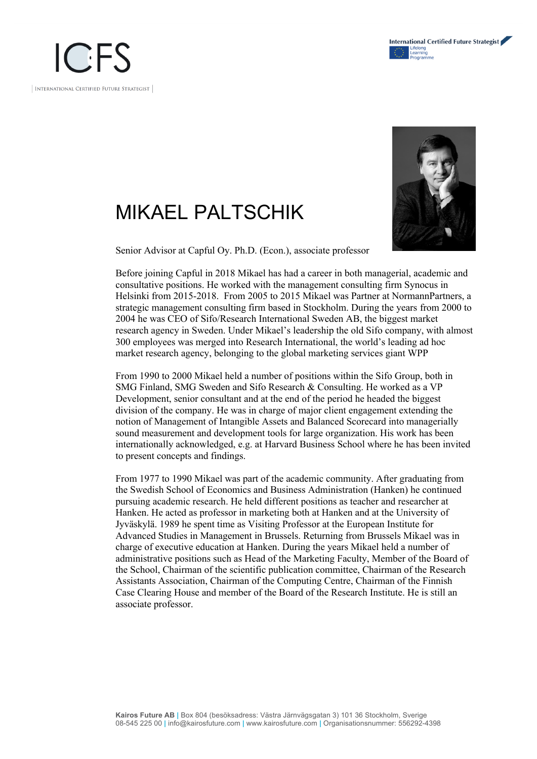ICFS

INTERNATIONAL CERTIFIED FUTURE STRATEGIST

International Certified Future Strategist

Lifelong Learning Programme

# MIKAEL PALTSCHIK

Senior Advisor at Capful Oy. Ph.D. (Econ.), associate professor

Before joining Capful in 2018 Mikael has had a career in both managerial, academic and consultative positions. He worked with the management consulting firm Synocus in Helsinki from 2015-2018. From 2005 to 2015 Mikael was Partner at NormannPartners, a strategic management consulting firm based in Stockholm. During the years from 2000 to 2004 he was CEO of Sifo/Research International Sweden AB, the biggest market research agency in Sweden. Under Mikael's leadership the old Sifo company, with almost 300 employees was merged into Research International, the world's leading ad hoc market research agency, belonging to the global marketing services giant WPP

From 1990 to 2000 Mikael held a number of positions within the Sifo Group, both in SMG Finland, SMG Sweden and Sifo Research & Consulting. He worked as a VP Development, senior consultant and at the end of the period he headed the biggest division of the company. He was in charge of major client engagement extending the notion of Management of Intangible Assets and Balanced Scorecard into managerially sound measurement and development tools for large organization. His work has been internationally acknowledged, e.g. at Harvard Business School where he has been invited to present concepts and findings.

From 1977 to 1990 Mikael was part of the academic community. After graduating from the Swedish School of Economics and Business Administration (Hanken) he continued pursuing academic research. He held different positions as teacher and researcher at Hanken. He acted as professor in marketing both at Hanken and at the University of Jyväskylä. 1989 he spent time as Visiting Professor at the European Institute for Advanced Studies in Management in Brussels. Returning from Brussels Mikael was in charge of executive education at Hanken. During the years Mikael held a number of administrative positions such as Head of the Marketing Faculty, Member of the Board of the School, Chairman of the scientific publication committee, Chairman of the Research Assistants Association, Chairman of the Computing Centre, Chairman of the Finnish Case Clearing House and member of the Board of the Research Institute. He is still an associate professor.

**Kairos Future AB** | Box 804 (besöksadress: Västra Järnvägsgatan 3) 101 36 Stockholm, Sverige
08-545 225 00 | info@kairosfuture.com | www.kairosfuture.com | Organisationsnummer: 556292-4398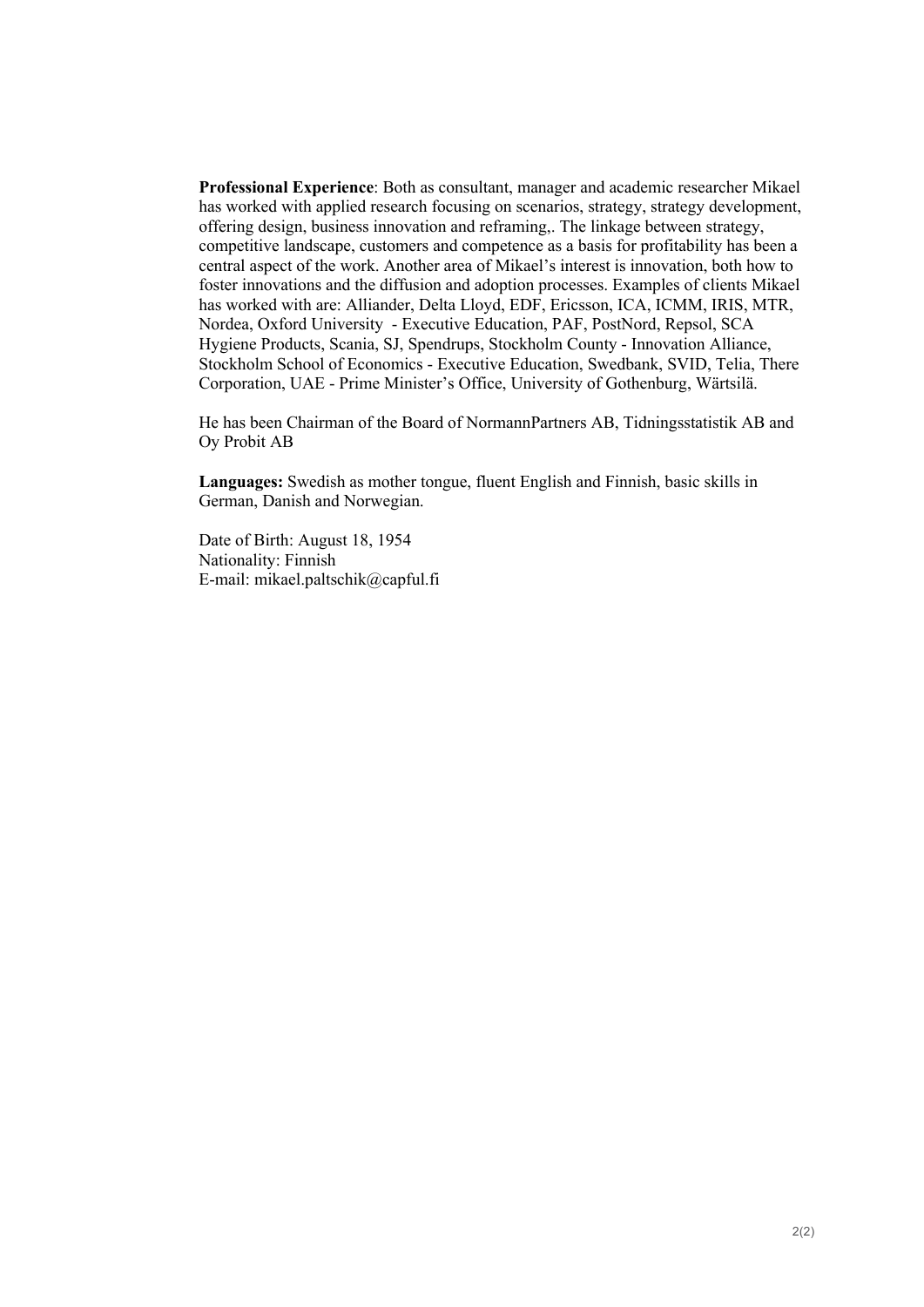**Professional Experience**: Both as consultant, manager and academic researcher Mikael has worked with applied research focusing on scenarios, strategy, strategy development, offering design, business innovation and reframing,. The linkage between strategy, competitive landscape, customers and competence as a basis for profitability has been a central aspect of the work. Another area of Mikael's interest is innovation, both how to foster innovations and the diffusion and adoption processes. Examples of clients Mikael has worked with are: Alliander, Delta Lloyd, EDF, Ericsson, ICA, ICMM, IRIS, MTR, Nordea, Oxford University - Executive Education, PAF, PostNord, Repsol, SCA Hygiene Products, Scania, SJ, Spendrups, Stockholm County - Innovation Alliance, Stockholm School of Economics - Executive Education, Swedbank, SVID, Telia, There Corporation, UAE - Prime Minister's Office, University of Gothenburg, Wärtsilä.

He has been Chairman of the Board of NormannPartners AB, Tidningsstatistik AB and Oy Probit AB

**Languages:** Swedish as mother tongue, fluent English and Finnish, basic skills in German, Danish and Norwegian.

Date of Birth: August 18, 1954
Nationality: Finnish
E-mail: mikael.paltschik@capful.fi